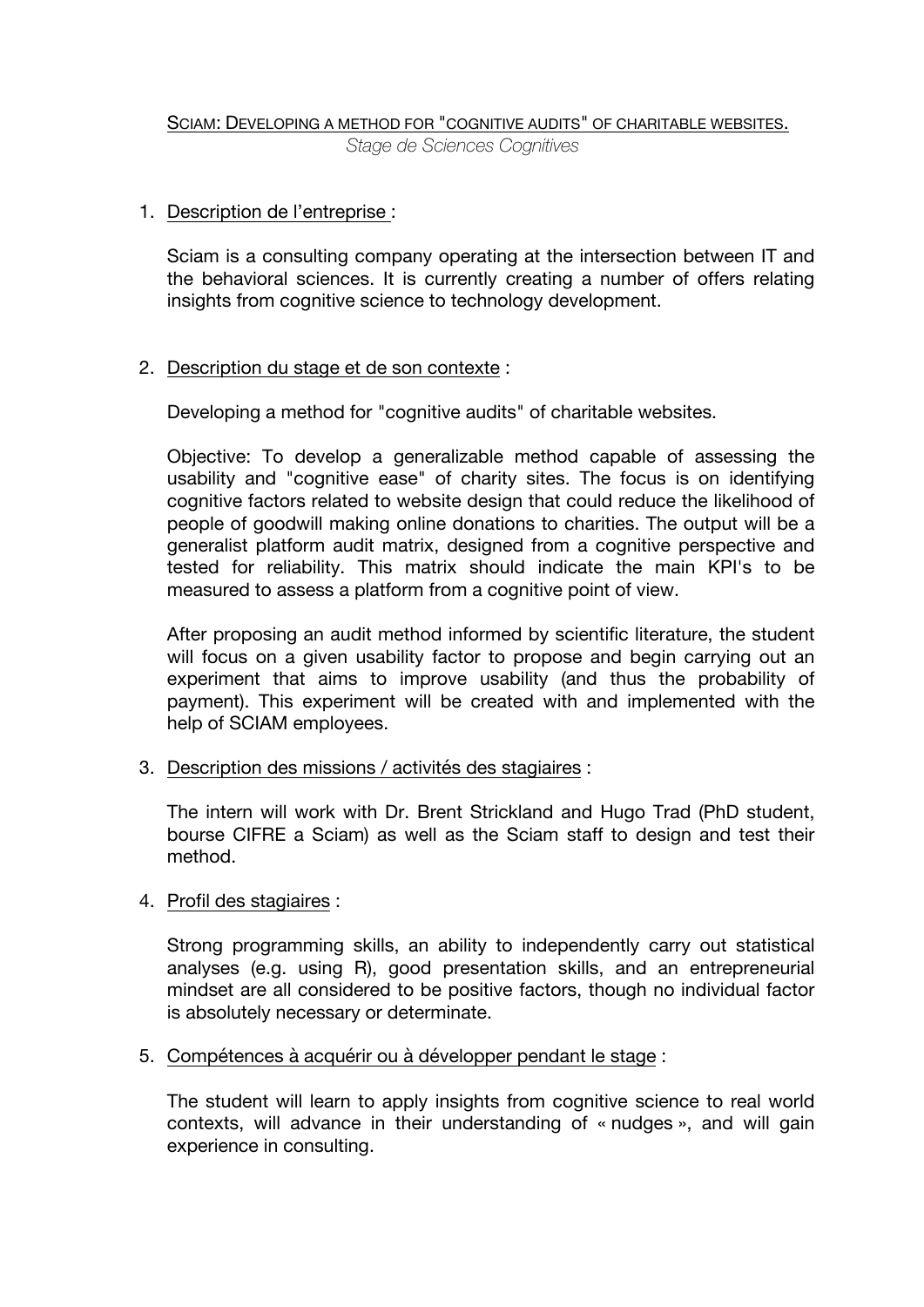SCIAM: DEVELOPING A METHOD FOR "COGNITIVE AUDITS" OF CHARITABLE WEBSITES.

*Stage de Sciences Cognitives*

1. Description de l'entreprise :

   Sciam is a consulting company operating at the intersection between IT and the behavioral sciences. It is currently creating a number of offers relating insights from cognitive science to technology development.

2. Description du stage et de son contexte :

   Developing a method for "cognitive audits" of charitable websites.

   Objective: To develop a generalizable method capable of assessing the usability and "cognitive ease" of charity sites. The focus is on identifying cognitive factors related to website design that could reduce the likelihood of people of goodwill making online donations to charities. The output will be a generalist platform audit matrix, designed from a cognitive perspective and tested for reliability. This matrix should indicate the main KPI's to be measured to assess a platform from a cognitive point of view.

   After proposing an audit method informed by scientific literature, the student will focus on a given usability factor to propose and begin carrying out an experiment that aims to improve usability (and thus the probability of payment). This experiment will be created with and implemented with the help of SCIAM employees.

3. Description des missions / activités des stagiaires :

   The intern will work with Dr. Brent Strickland and Hugo Trad (PhD student, bourse CIFRE a Sciam) as well as the Sciam staff to design and test their method.

4. Profil des stagiaires :

   Strong programming skills, an ability to independently carry out statistical analyses (e.g. using R), good presentation skills, and an entrepreneurial mindset are all considered to be positive factors, though no individual factor is absolutely necessary or determinate.

5. Compétences à acquérir ou à développer pendant le stage :

   The student will learn to apply insights from cognitive science to real world contexts, will advance in their understanding of « nudges », and will gain experience in consulting.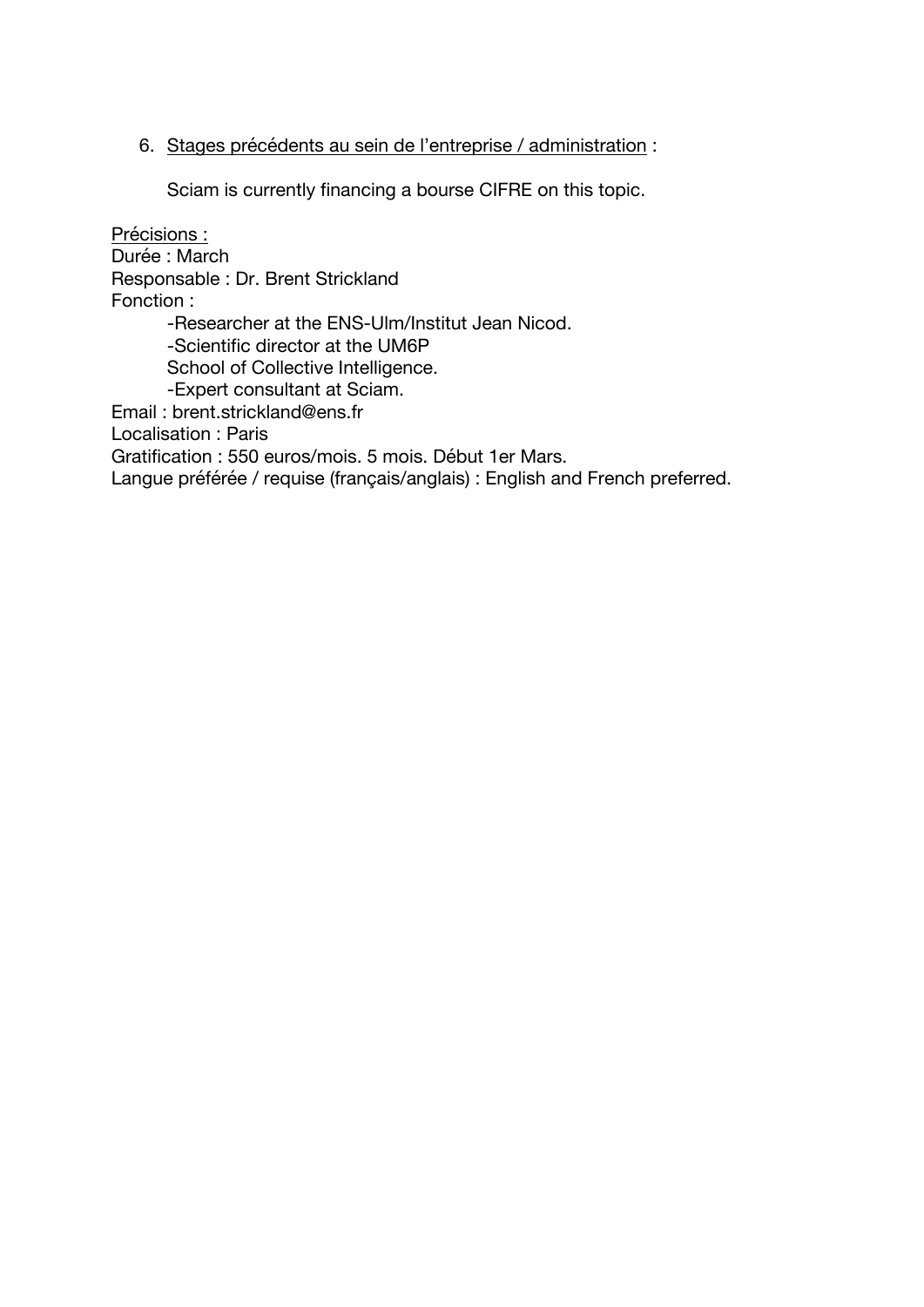6. <u>Stages précédents au sein de l'entreprise / administration</u> :

   Sciam is currently financing a bourse CIFRE on this topic.

<u>Précisions :</u>
Durée : March
Responsable : Dr. Brent Strickland
Fonction :
   -Researcher at the ENS-Ulm/Institut Jean Nicod.
   -Scientific director at the UM6P
   School of Collective Intelligence.
   -Expert consultant at Sciam.
Email : brent.strickland@ens.fr
Localisation : Paris
Gratification : 550 euros/mois. 5 mois. Début 1er Mars.
Langue préférée / requise (français/anglais) : English and French preferred.